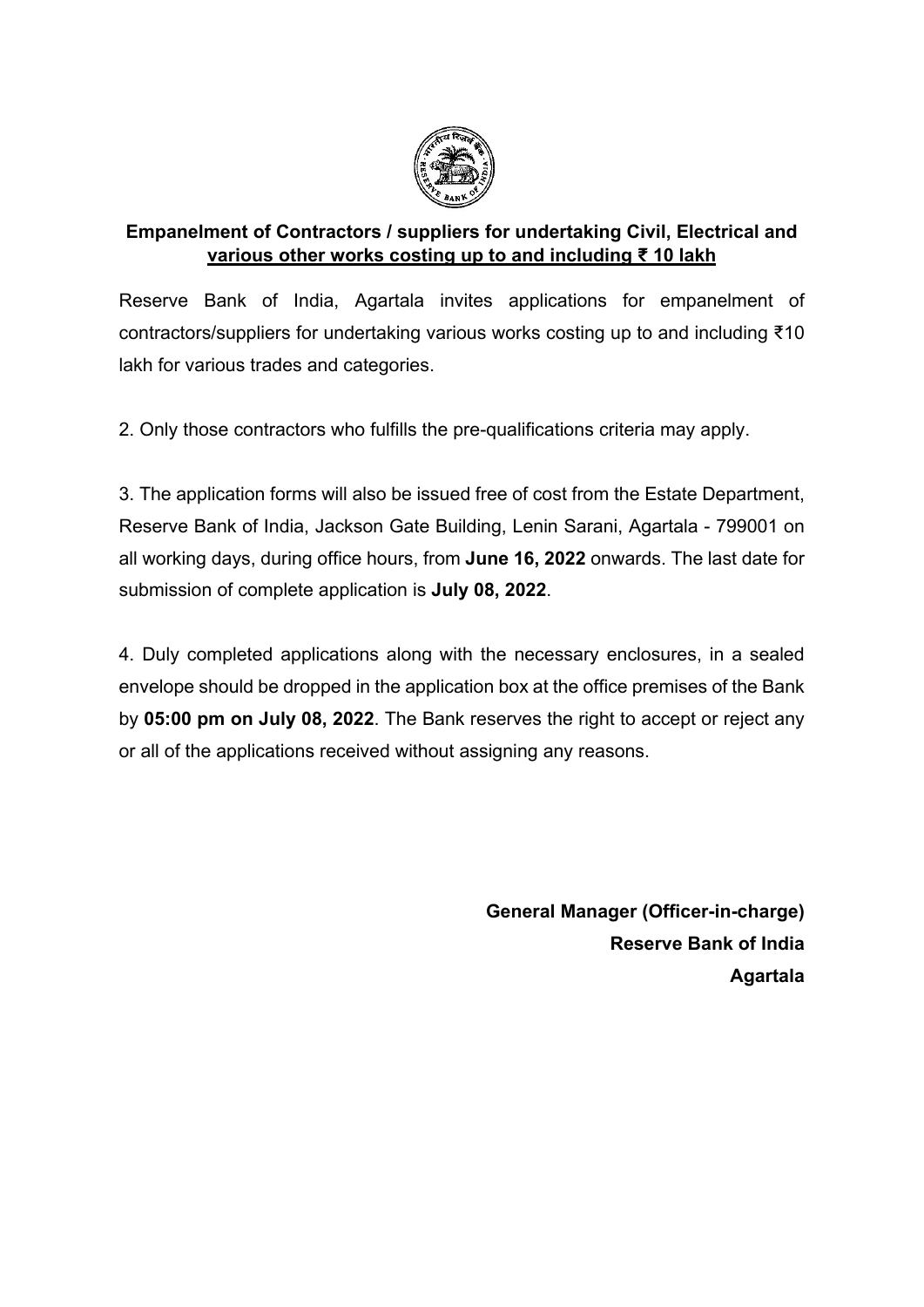## **Empanelment of Contractors / suppliers for undertaking Civil, Electrical and various other works costing up to and including ₹ 10 lakh**

Reserve Bank of India, Agartala invites applications for empanelment of contractors/suppliers for undertaking various works costing up to and including ₹10 lakh for various trades and categories.

2. Only those contractors who fulfills the pre-qualifications criteria may apply.

3. The application forms will also be issued free of cost from the Estate Department, Reserve Bank of India, Jackson Gate Building, Lenin Sarani, Agartala - 799001 on all working days, during office hours, from **June 16, 2022** onwards. The last date for submission of complete application is **July 08, 2022**.

4. Duly completed applications along with the necessary enclosures, in a sealed envelope should be dropped in the application box at the office premises of the Bank by **05:00 pm on July 08, 2022**. The Bank reserves the right to accept or reject any or all of the applications received without assigning any reasons.

**General Manager (Officer-in-charge)**
**Reserve Bank of India**
**Agartala**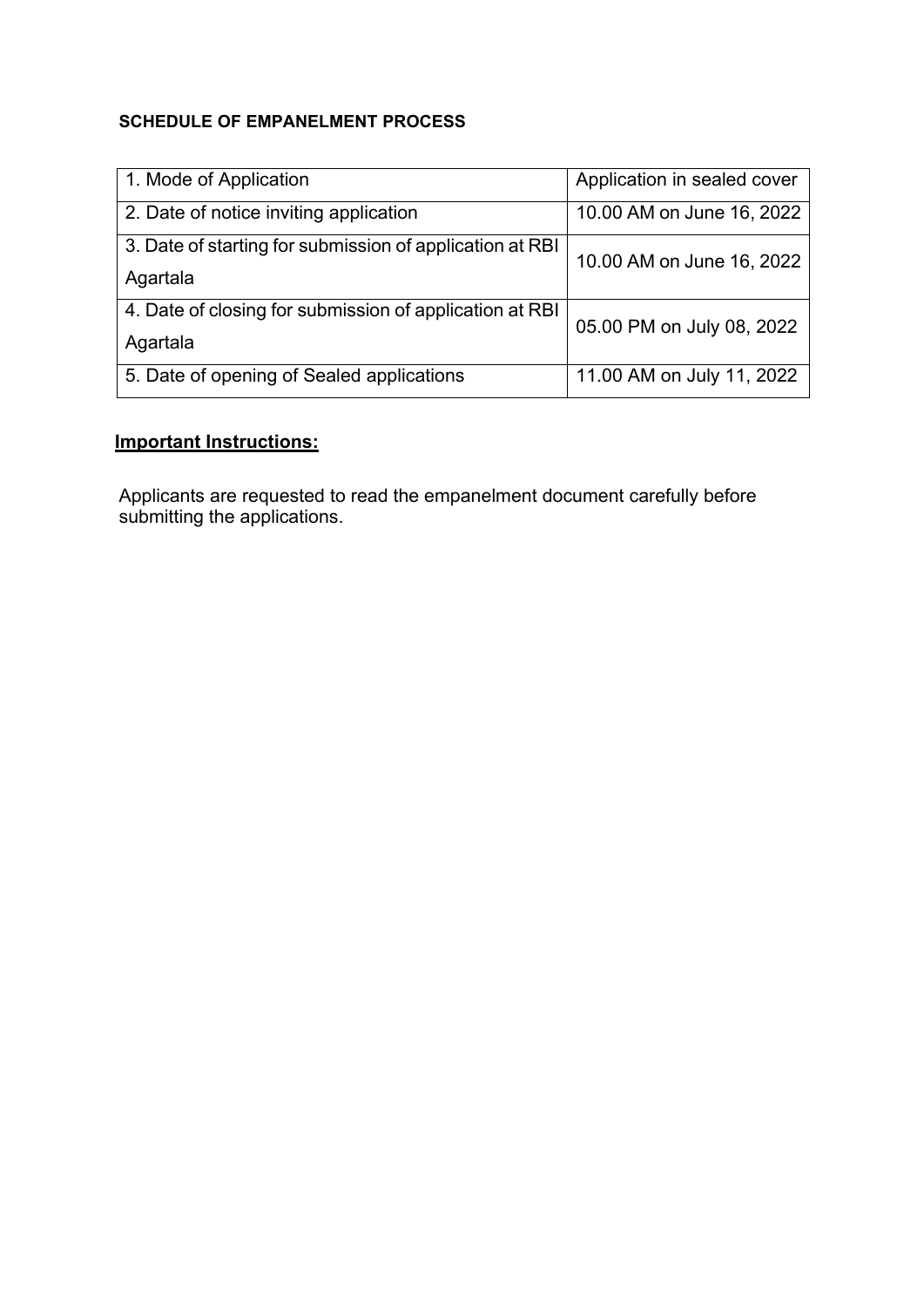**SCHEDULE OF EMPANELMENT PROCESS**

| | |
|---|---|
| 1. Mode of Application | Application in sealed cover |
| 2. Date of notice inviting application | 10.00 AM on June 16, 2022 |
| 3. Date of starting for submission of application at RBI Agartala | 10.00 AM on June 16, 2022 |
| 4. Date of closing for submission of application at RBI Agartala | 05.00 PM on July 08, 2022 |
| 5. Date of opening of Sealed applications | 11.00 AM on July 11, 2022 |

**Important Instructions:**

Applicants are requested to read the empanelment document carefully before submitting the applications.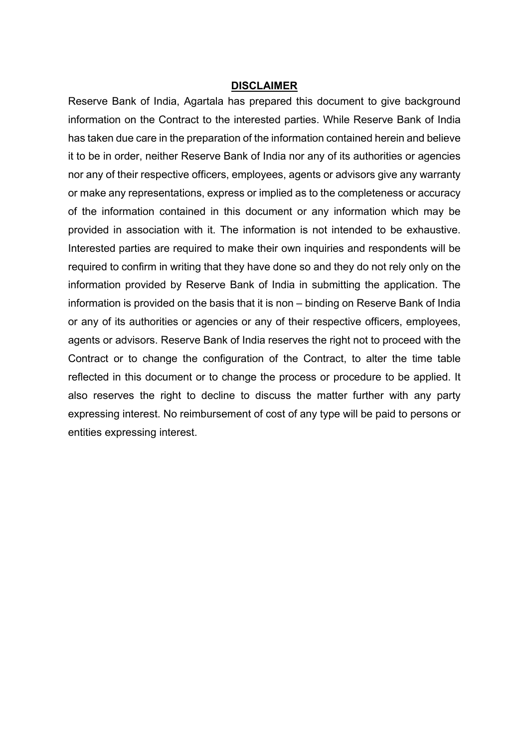## DISCLAIMER

Reserve Bank of India, Agartala has prepared this document to give background information on the Contract to the interested parties. While Reserve Bank of India has taken due care in the preparation of the information contained herein and believe it to be in order, neither Reserve Bank of India nor any of its authorities or agencies nor any of their respective officers, employees, agents or advisors give any warranty or make any representations, express or implied as to the completeness or accuracy of the information contained in this document or any information which may be provided in association with it. The information is not intended to be exhaustive. Interested parties are required to make their own inquiries and respondents will be required to confirm in writing that they have done so and they do not rely only on the information provided by Reserve Bank of India in submitting the application. The information is provided on the basis that it is non – binding on Reserve Bank of India or any of its authorities or agencies or any of their respective officers, employees, agents or advisors. Reserve Bank of India reserves the right not to proceed with the Contract or to change the configuration of the Contract, to alter the time table reflected in this document or to change the process or procedure to be applied. It also reserves the right to decline to discuss the matter further with any party expressing interest. No reimbursement of cost of any type will be paid to persons or entities expressing interest.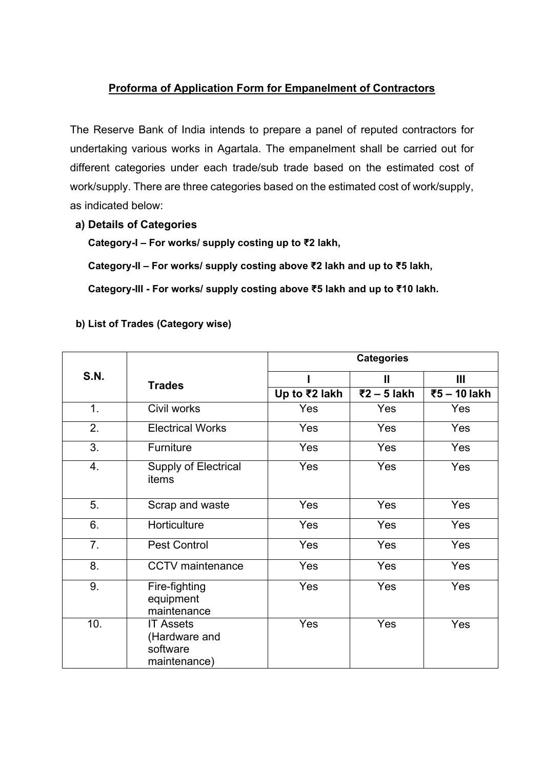**Proforma of Application Form for Empanelment of Contractors**

The Reserve Bank of India intends to prepare a panel of reputed contractors for undertaking various works in Agartala. The empanelment shall be carried out for different categories under each trade/sub trade based on the estimated cost of work/supply. There are three categories based on the estimated cost of work/supply, as indicated below:

**a) Details of Categories**

**Category-I – For works/ supply costing up to ₹2 lakh,**

**Category-II – For works/ supply costing above ₹2 lakh and up to ₹5 lakh,**

**Category-III - For works/ supply costing above ₹5 lakh and up to ₹10 lakh.**

**b) List of Trades (Category wise)**

| S.N. | Trades | Categories | | |
|---|---|---|---|---|
| | | I | II | III |
| | | Up to ₹2 lakh | ₹2 – 5 lakh | ₹5 – 10 lakh |
| 1. | Civil works | Yes | Yes | Yes |
| 2. | Electrical Works | Yes | Yes | Yes |
| 3. | Furniture | Yes | Yes | Yes |
| 4. | Supply of Electrical items | Yes | Yes | Yes |
| 5. | Scrap and waste | Yes | Yes | Yes |
| 6. | Horticulture | Yes | Yes | Yes |
| 7. | Pest Control | Yes | Yes | Yes |
| 8. | CCTV maintenance | Yes | Yes | Yes |
| 9. | Fire-fighting equipment maintenance | Yes | Yes | Yes |
| 10. | IT Assets (Hardware and software maintenance) | Yes | Yes | Yes |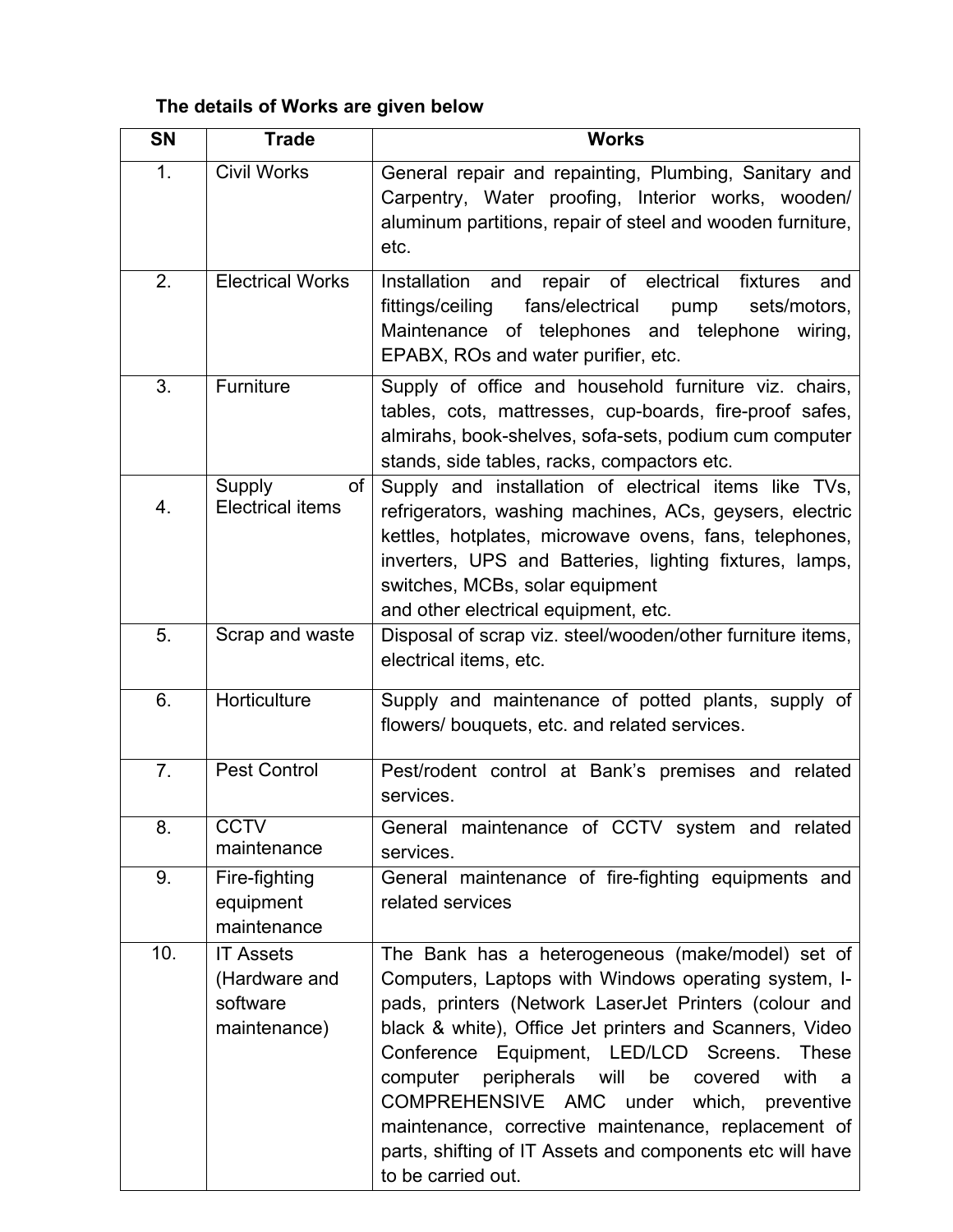**The details of Works are given below**

| SN | Trade | Works |
|---|---|---|
| 1. | Civil Works | General repair and repainting, Plumbing, Sanitary and Carpentry, Water proofing, Interior works, wooden/ aluminum partitions, repair of steel and wooden furniture, etc. |
| 2. | Electrical Works | Installation and repair of electrical fixtures and fittings/ceiling fans/electrical pump sets/motors, Maintenance of telephones and telephone wiring, EPABX, ROs and water purifier, etc. |
| 3. | Furniture | Supply of office and household furniture viz. chairs, tables, cots, mattresses, cup-boards, fire-proof safes, almirahs, book-shelves, sofa-sets, podium cum computer stands, side tables, racks, compactors etc. |
| 4. | Supply of Electrical items | Supply and installation of electrical items like TVs, refrigerators, washing machines, ACs, geysers, electric kettles, hotplates, microwave ovens, fans, telephones, inverters, UPS and Batteries, lighting fixtures, lamps, switches, MCBs, solar equipment and other electrical equipment, etc. |
| 5. | Scrap and waste | Disposal of scrap viz. steel/wooden/other furniture items, electrical items, etc. |
| 6. | Horticulture | Supply and maintenance of potted plants, supply of flowers/ bouquets, etc. and related services. |
| 7. | Pest Control | Pest/rodent control at Bank's premises and related services. |
| 8. | CCTV maintenance | General maintenance of CCTV system and related services. |
| 9. | Fire-fighting equipment maintenance | General maintenance of fire-fighting equipments and related services |
| 10. | IT Assets (Hardware and software maintenance) | The Bank has a heterogeneous (make/model) set of Computers, Laptops with Windows operating system, I-pads, printers (Network LaserJet Printers (colour and black & white), Office Jet printers and Scanners, Video Conference Equipment, LED/LCD Screens. These computer peripherals will be covered with a COMPREHENSIVE AMC under which, preventive maintenance, corrective maintenance, replacement of parts, shifting of IT Assets and components etc will have to be carried out. |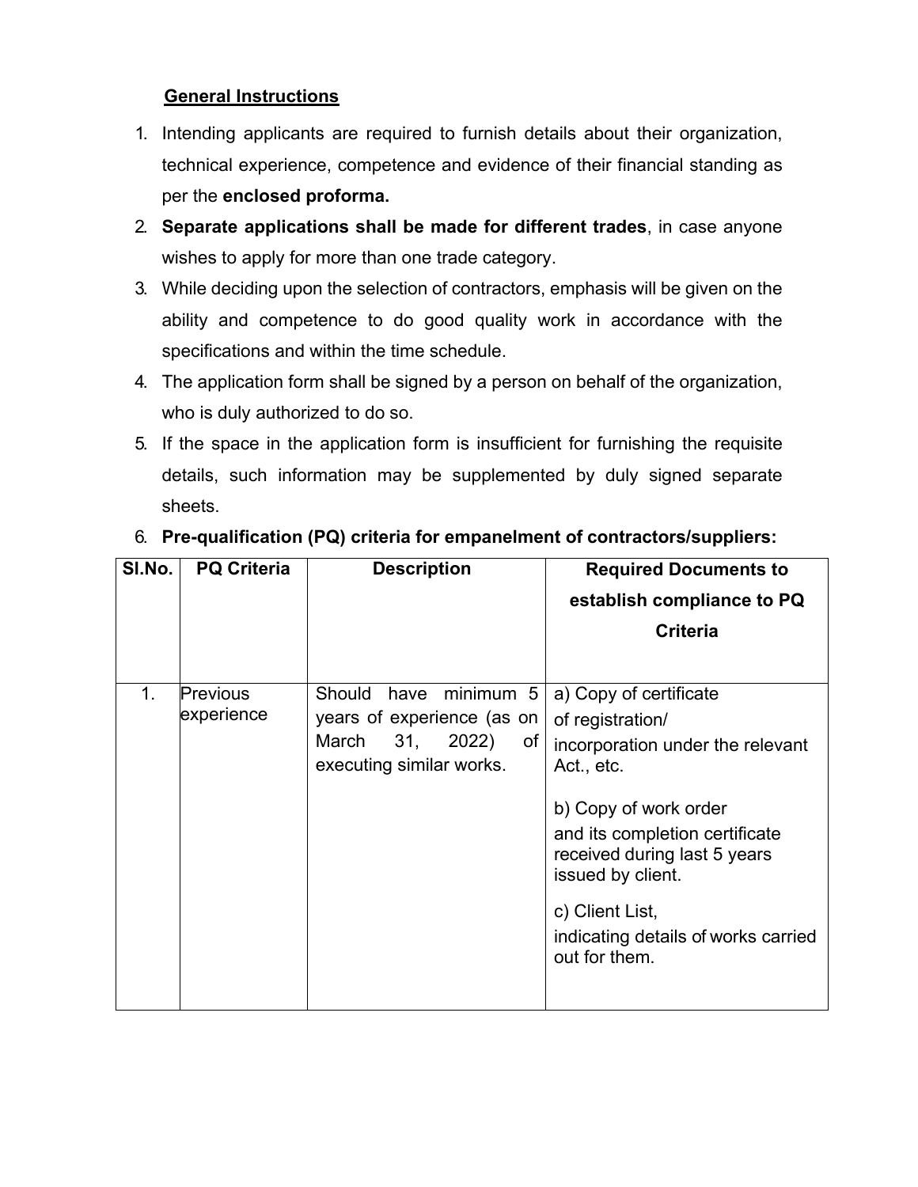## General Instructions

1. Intending applicants are required to furnish details about their organization, technical experience, competence and evidence of their financial standing as per the **enclosed proforma.**
2. **Separate applications shall be made for different trades**, in case anyone wishes to apply for more than one trade category.
3. While deciding upon the selection of contractors, emphasis will be given on the ability and competence to do good quality work in accordance with the specifications and within the time schedule.
4. The application form shall be signed by a person on behalf of the organization, who is duly authorized to do so.
5. If the space in the application form is insufficient for furnishing the requisite details, such information may be supplemented by duly signed separate sheets.
6. **Pre-qualification (PQ) criteria for empanelment of contractors/suppliers:**

| Sl.No. | PQ Criteria | Description | Required Documents to establish compliance to PQ Criteria |
|---|---|---|---|
| 1. | Previous experience | Should have minimum 5 years of experience (as on March 31, 2022) of executing similar works. | a) Copy of certificate of registration/ incorporation under the relevant Act., etc.<br><br>b) Copy of work order and its completion certificate received during last 5 years issued by client.<br><br>c) Client List, indicating details of works carried out for them. |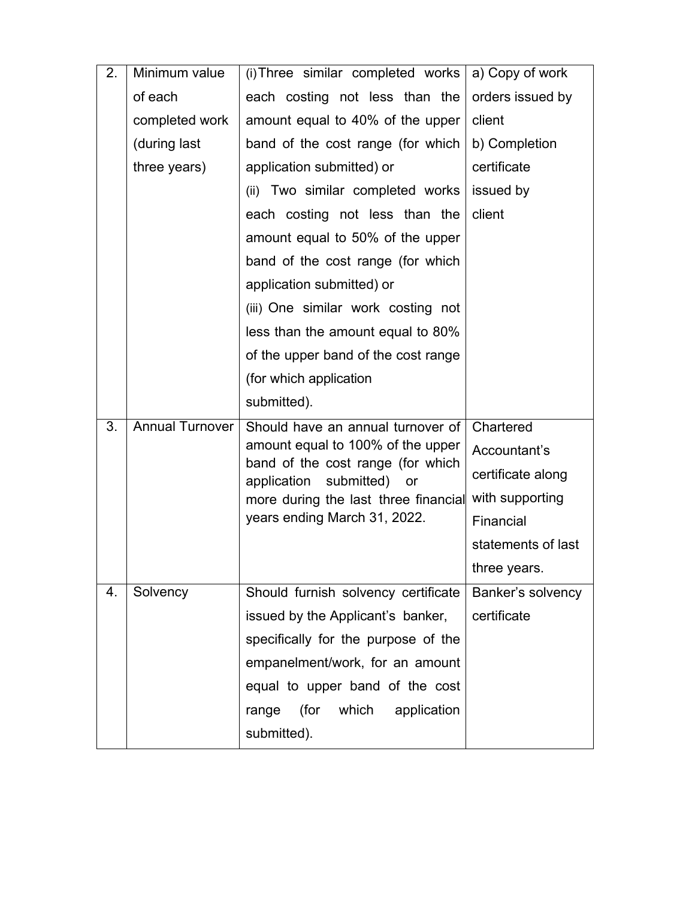| 2. | Minimum value of each completed work (during last three years) | (i) Three similar completed works each costing not less than the amount equal to 40% of the upper band of the cost range (for which application submitted) or<br>(ii) Two similar completed works each costing not less than the amount equal to 50% of the upper band of the cost range (for which application submitted) or<br>(iii) One similar work costing not less than the amount equal to 80% of the upper band of the cost range (for which application submitted). | a) Copy of work orders issued by client<br>b) Completion certificate issued by client |
|---|---|---|---|
| 3. | Annual Turnover | Should have an annual turnover of amount equal to 100% of the upper band of the cost range (for which application submitted) or more during the last three financial years ending March 31, 2022. | Chartered Accountant's certificate along with supporting Financial statements of last three years. |
| 4. | Solvency | Should furnish solvency certificate issued by the Applicant's banker, specifically for the purpose of the empanelment/work, for an amount equal to upper band of the cost range (for which application submitted). | Banker's solvency certificate |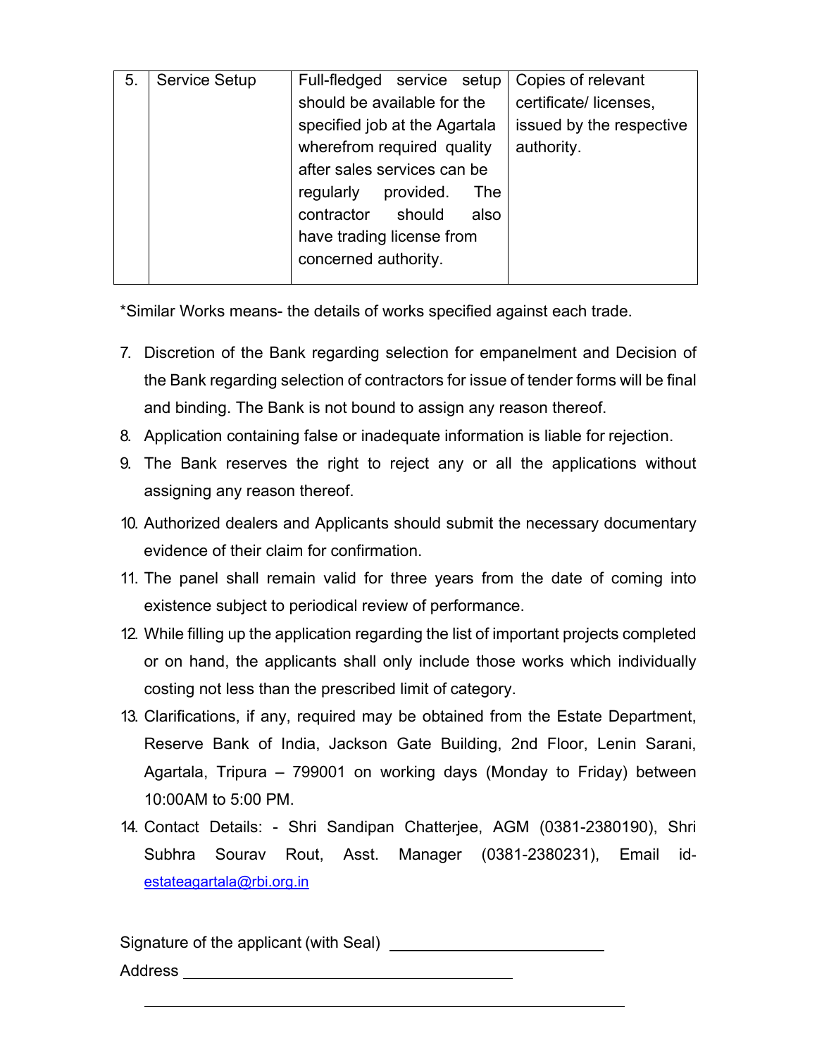| 5. | Service Setup | Full-fledged service setup should be available for the specified job at the Agartala wherefrom required quality after sales services can be regularly provided. The contractor should also have trading license from concerned authority. | Copies of relevant certificate/ licenses, issued by the respective authority. |
|---|---|---|---|

*Similar Works means- the details of works specified against each trade.

7. Discretion of the Bank regarding selection for empanelment and Decision of the Bank regarding selection of contractors for issue of tender forms will be final and binding. The Bank is not bound to assign any reason thereof.
8. Application containing false or inadequate information is liable for rejection.
9. The Bank reserves the right to reject any or all the applications without assigning any reason thereof.
10. Authorized dealers and Applicants should submit the necessary documentary evidence of their claim for confirmation.
11. The panel shall remain valid for three years from the date of coming into existence subject to periodical review of performance.
12. While filling up the application regarding the list of important projects completed or on hand, the applicants shall only include those works which individually costing not less than the prescribed limit of category.
13. Clarifications, if any, required may be obtained from the Estate Department, Reserve Bank of India, Jackson Gate Building, 2nd Floor, Lenin Sarani, Agartala, Tripura – 799001 on working days (Monday to Friday) between 10:00AM to 5:00 PM.
14. Contact Details: - Shri Sandipan Chatterjee, AGM (0381-2380190), Shri Subhra Sourav Rout, Asst. Manager (0381-2380231), Email id- estateagartala@rbi.org.in

Signature of the applicant (with Seal) ____________________________

Address ______________________________________________

______________________________________________________________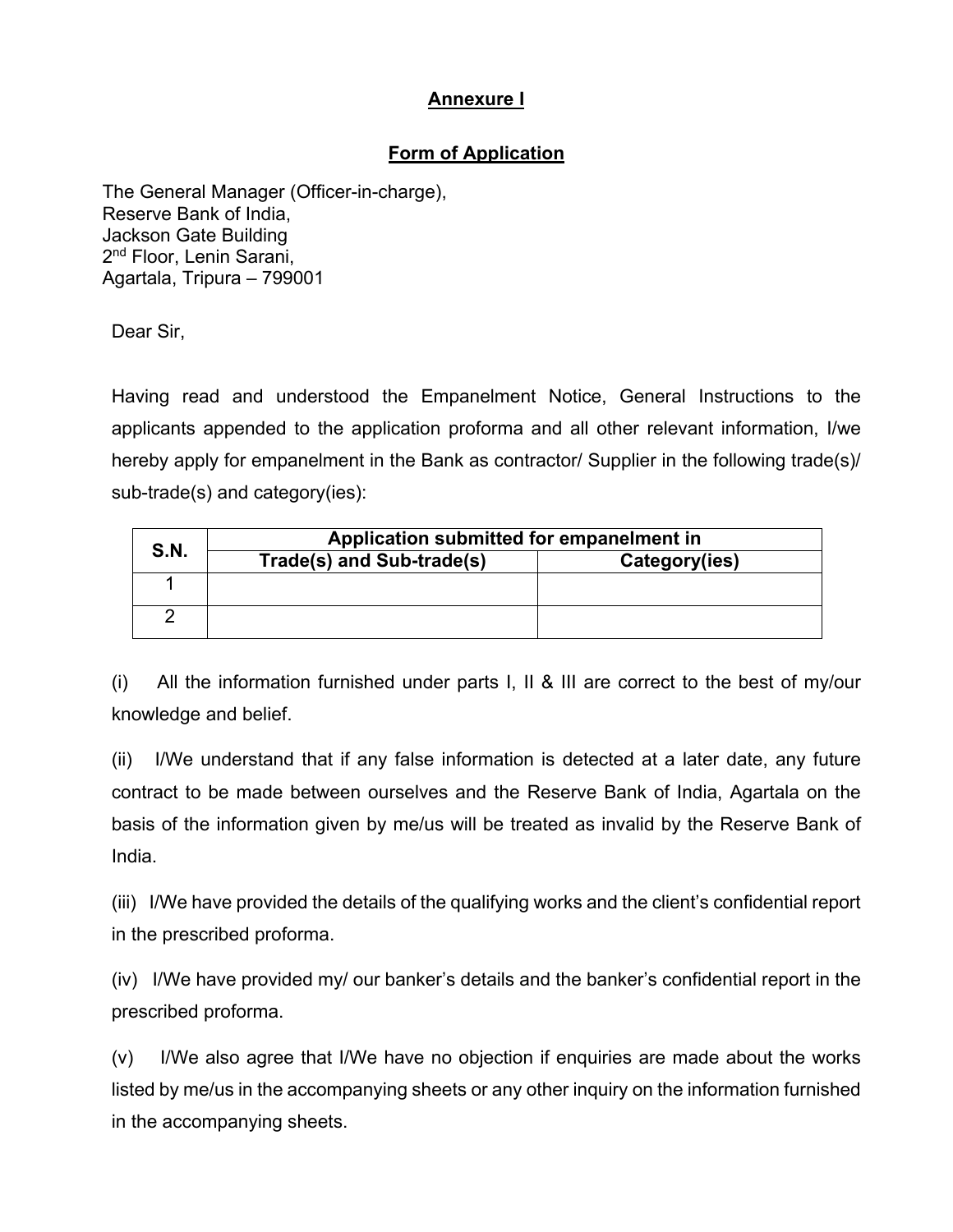## Annexure I

## Form of Application

The General Manager (Officer-in-charge),
Reserve Bank of India,
Jackson Gate Building
2nd Floor, Lenin Sarani,
Agartala, Tripura – 799001

Dear Sir,

Having read and understood the Empanelment Notice, General Instructions to the applicants appended to the application proforma and all other relevant information, I/we hereby apply for empanelment in the Bank as contractor/ Supplier in the following trade(s)/ sub-trade(s) and category(ies):

| S.N. | Application submitted for empanelment in | |
|---|---|---|
| | **Trade(s) and Sub-trade(s)** | **Category(ies)** |
| 1 | | |
| 2 | | |

(i) All the information furnished under parts I, II & III are correct to the best of my/our knowledge and belief.

(ii) I/We understand that if any false information is detected at a later date, any future contract to be made between ourselves and the Reserve Bank of India, Agartala on the basis of the information given by me/us will be treated as invalid by the Reserve Bank of India.

(iii) I/We have provided the details of the qualifying works and the client's confidential report in the prescribed proforma.

(iv) I/We have provided my/ our banker's details and the banker's confidential report in the prescribed proforma.

(v) I/We also agree that I/We have no objection if enquiries are made about the works listed by me/us in the accompanying sheets or any other inquiry on the information furnished in the accompanying sheets.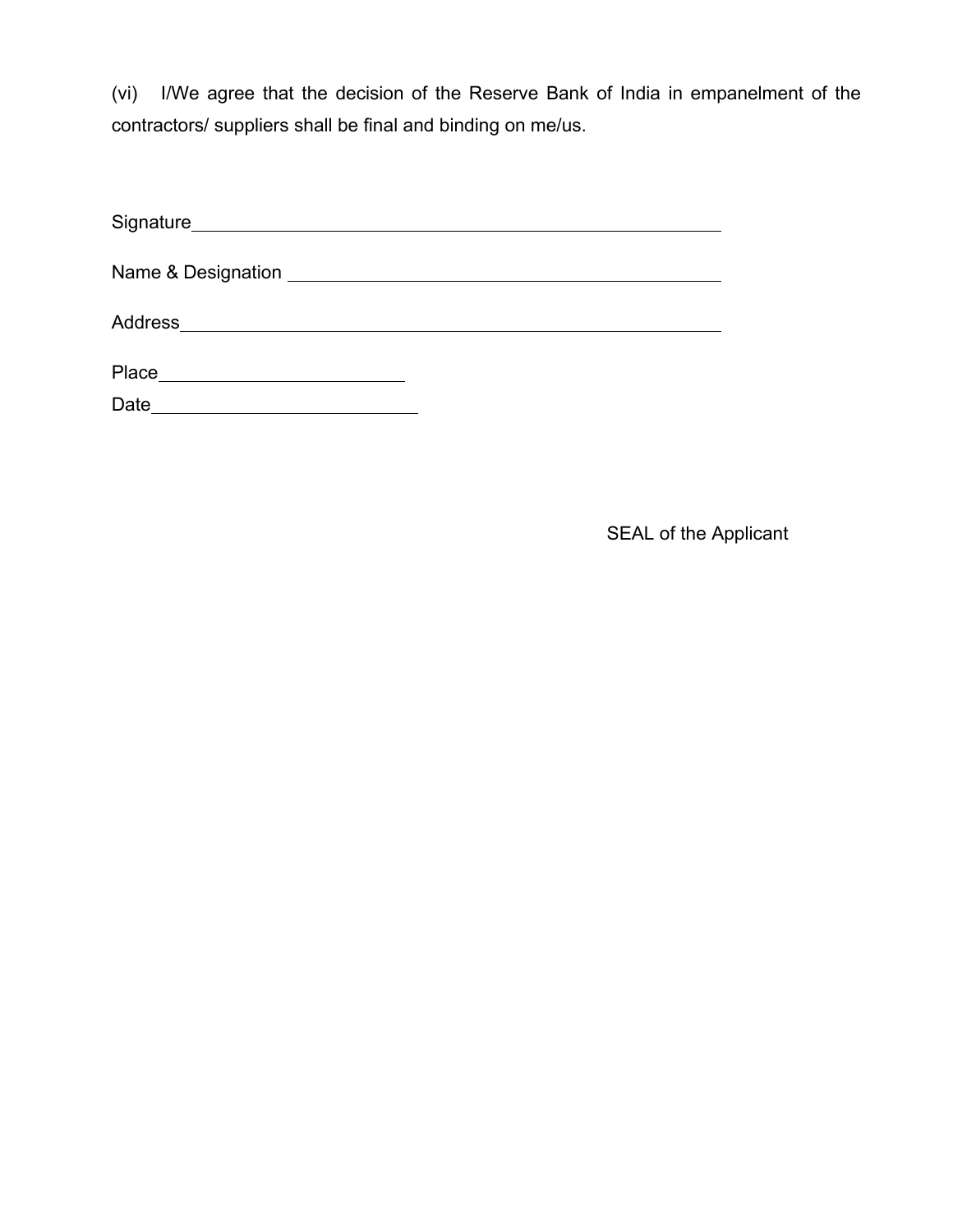(vi) I/We agree that the decision of the Reserve Bank of India in empanelment of the contractors/ suppliers shall be final and binding on me/us.

Signature\_\_\_\_\_\_\_\_\_\_\_\_\_\_\_\_\_\_\_\_\_\_\_\_\_\_\_\_\_\_\_\_\_\_\_\_\_\_\_\_\_\_\_\_

Name & Designation \_\_\_\_\_\_\_\_\_\_\_\_\_\_\_\_\_\_\_\_\_\_\_\_\_\_\_\_\_\_\_\_\_\_\_

Address\_\_\_\_\_\_\_\_\_\_\_\_\_\_\_\_\_\_\_\_\_\_\_\_\_\_\_\_\_\_\_\_\_\_\_\_\_\_\_\_\_\_\_\_\_

Place\_\_\_\_\_\_\_\_\_\_\_\_\_\_\_\_\_\_\_\_\_\_

Date\_\_\_\_\_\_\_\_\_\_\_\_\_\_\_\_\_\_\_\_\_\_\_\_

SEAL of the Applicant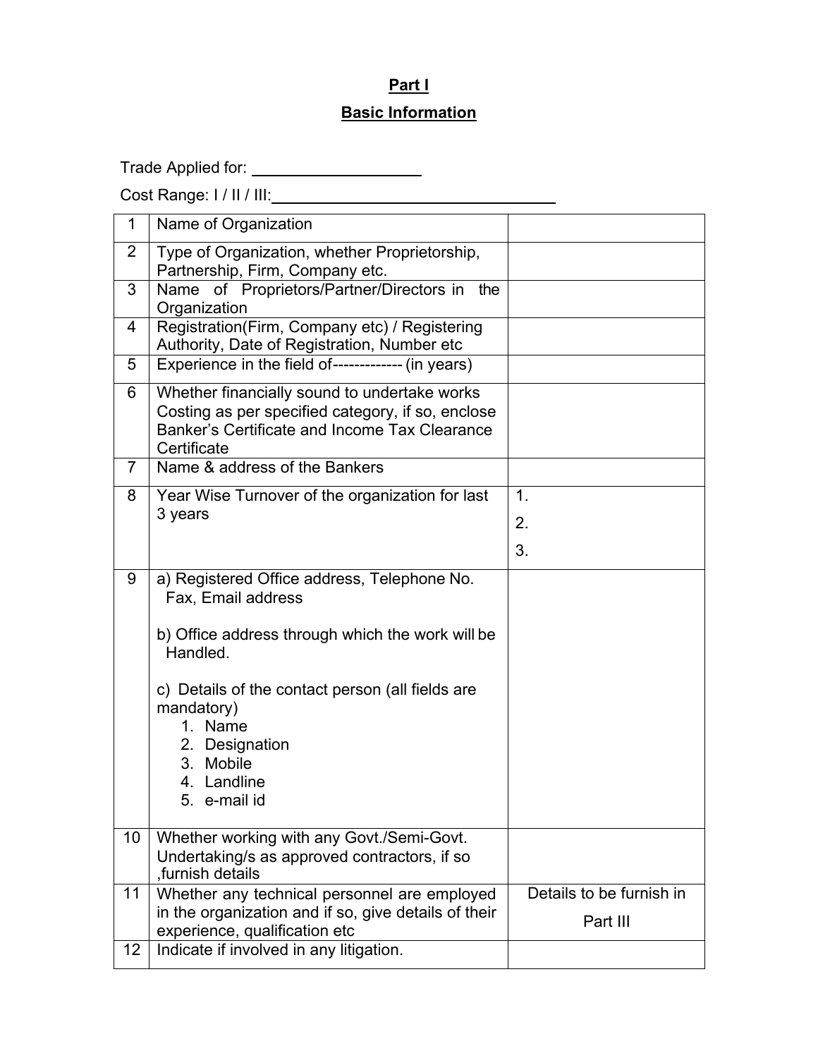## Part I

## Basic Information

Trade Applied for: ____________________

Cost Range: I / II / III:________________________________

| | | |
|---|---|---|
| 1 | Name of Organization | |
| 2 | Type of Organization, whether Proprietorship, Partnership, Firm, Company etc. | |
| 3 | Name of Proprietors/Partner/Directors in the Organization | |
| 4 | Registration(Firm, Company etc) / Registering Authority, Date of Registration, Number etc | |
| 5 | Experience in the field of------------- (in years) | |
| 6 | Whether financially sound to undertake works Costing as per specified category, if so, enclose Banker's Certificate and Income Tax Clearance Certificate | |
| 7 | Name & address of the Bankers | |
| 8 | Year Wise Turnover of the organization for last 3 years | 1.<br>2.<br>3. |
| 9 | a) Registered Office address, Telephone No. Fax, Email address<br><br>b) Office address through which the work will be Handled.<br><br>c) Details of the contact person (all fields are mandatory)<br>1. Name<br>2. Designation<br>3. Mobile<br>4. Landline<br>5. e-mail id | |
| 10 | Whether working with any Govt./Semi-Govt. Undertaking/s as approved contractors, if so ,furnish details | |
| 11 | Whether any technical personnel are employed in the organization and if so, give details of their experience, qualification etc | Details to be furnish in Part III |
| 12 | Indicate if involved in any litigation. | |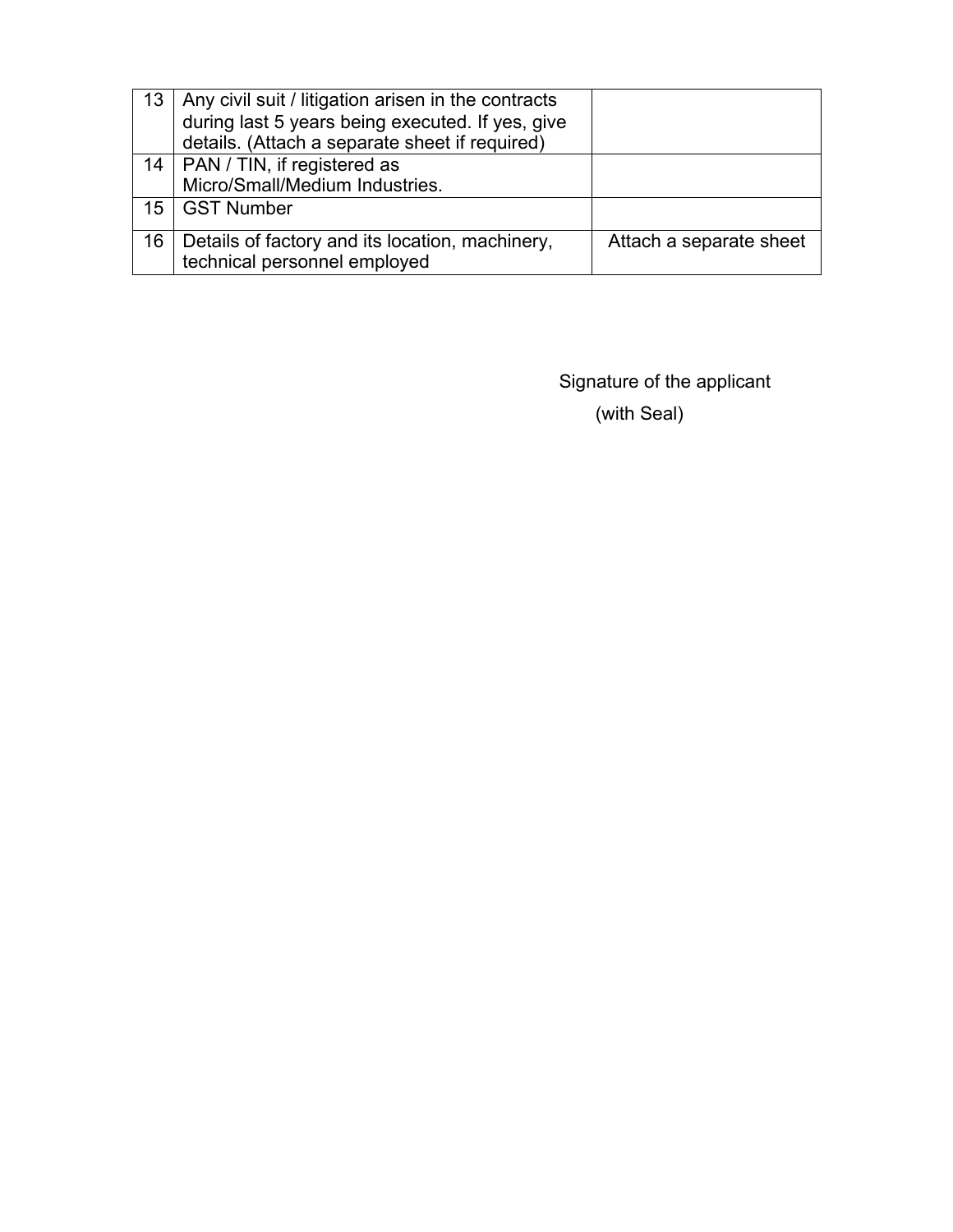| 13 | Any civil suit / litigation arisen in the contracts during last 5 years being executed. If yes, give details. (Attach a separate sheet if required) | |
|---|---|---|
| 14 | PAN / TIN, if registered as Micro/Small/Medium Industries. | |
| 15 | GST Number | |
| 16 | Details of factory and its location, machinery, technical personnel employed | Attach a separate sheet |

Signature of the applicant

(with Seal)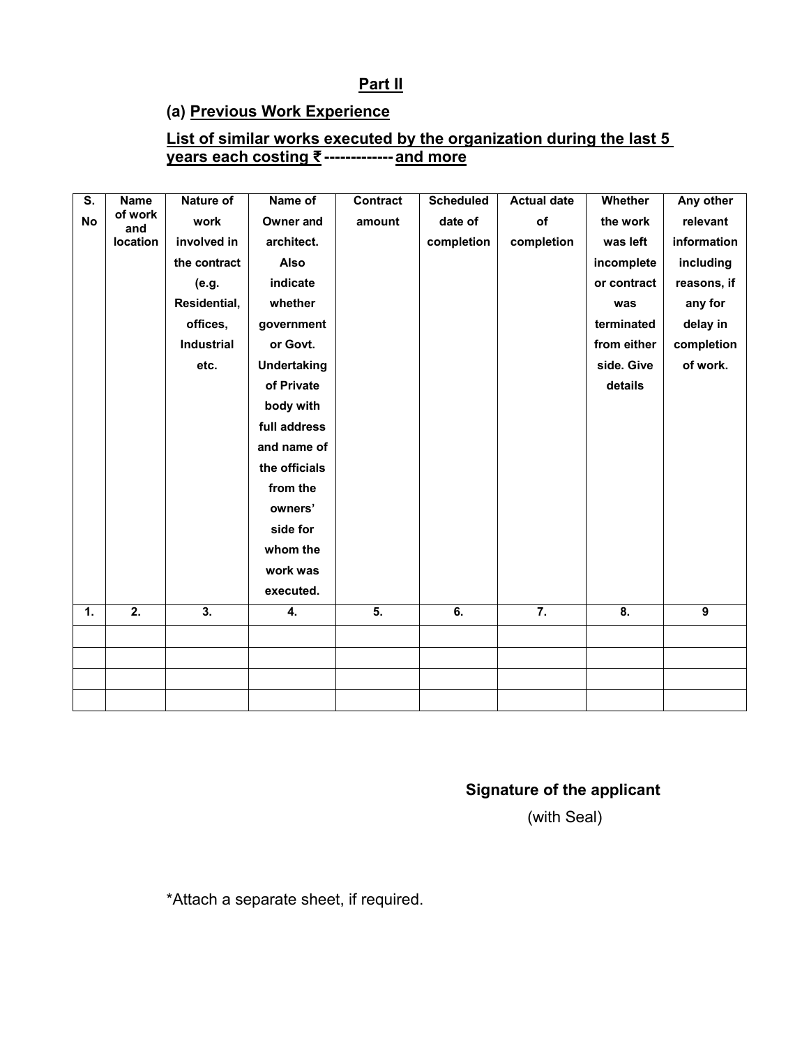## Part II

### (a) Previous Work Experience

### List of similar works executed by the organization during the last 5 years each costing ₹ ------------- and more

| S. No | Name of work and location | Nature of work involved in the contract (e.g. Residential, offices, Industrial etc. | Name of Owner and architect. Also indicate whether government or Govt. Undertaking of Private body with full address and name of the officials from the owners' side for whom the work was executed. | Contract amount | Scheduled date of completion | Actual date of completion | Whether the work was left incomplete or contract was terminated from either side. Give details | Any other relevant information including reasons, if any for delay in completion of work. |
|---|---|---|---|---|---|---|---|---|
| 1. | 2. | 3. | 4. | 5. | 6. | 7. | 8. | 9 |
| | | | | | | | | |
| | | | | | | | | |
| | | | | | | | | |
| | | | | | | | | |

**Signature of the applicant**
(with Seal)

*Attach a separate sheet, if required.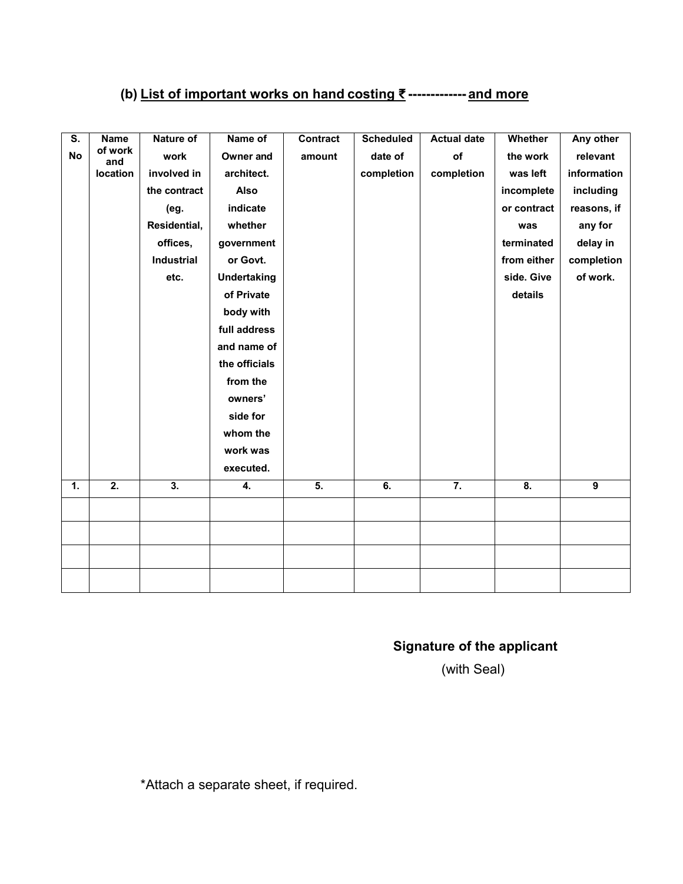### (b) List of important works on hand costing ₹ ------------- and more

| S. No | Name of work and location | Nature of work involved in the contract (eg. Residential, offices, Industrial etc. | Name of Owner and architect. Also indicate whether government or Govt. Undertaking of Private body with full address and name of the officials from the owners' side for whom the work was executed. | Contract amount | Scheduled date of completion | Actual date of completion | Whether the work was left incomplete or contract was terminated from either side. Give details | Any other relevant information including reasons, if any for delay in completion of work. |
|---|---|---|---|---|---|---|---|---|
| 1. | 2. | 3. | 4. | 5. | 6. | 7. | 8. | 9 |
| | | | | | | | | |
| | | | | | | | | |
| | | | | | | | | |
| | | | | | | | | |

**Signature of the applicant**
(with Seal)

*Attach a separate sheet, if required.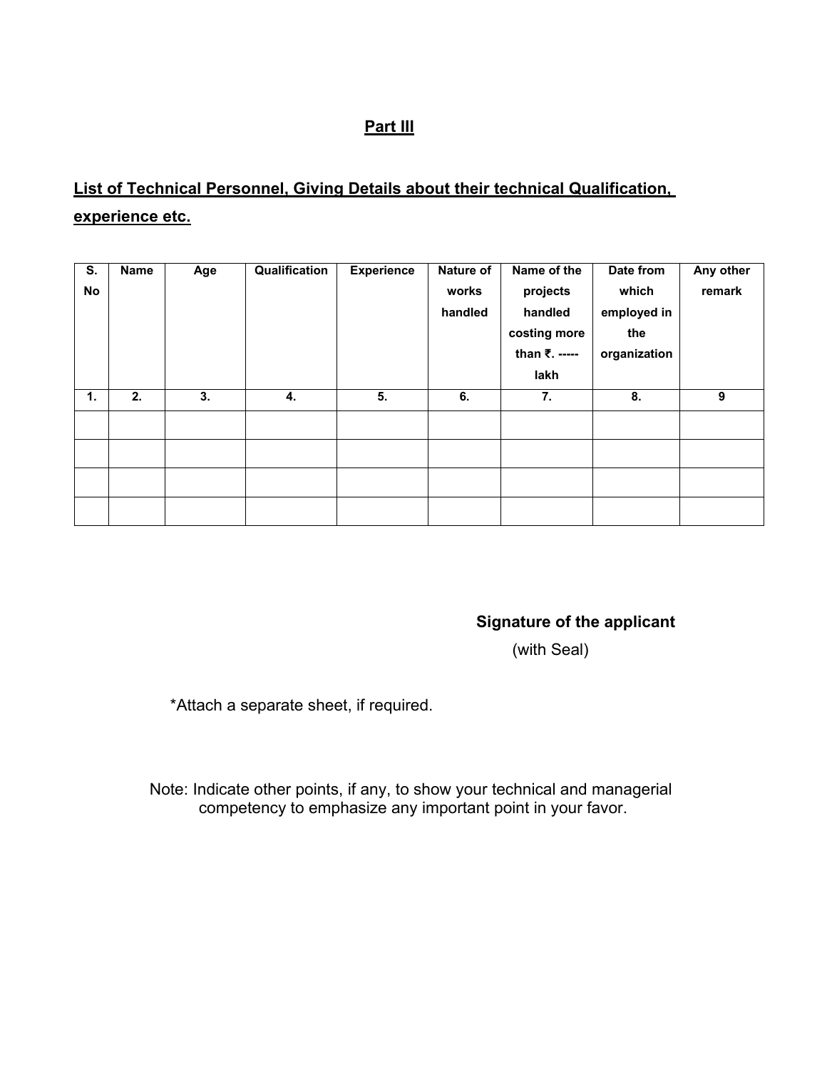## Part III

**List of Technical Personnel, Giving Details about their technical Qualification, experience etc.**

| S. No | Name | Age | Qualification | Experience | Nature of works handled | Name of the projects handled costing more than ₹. ----- lakh | Date from which employed in the organization | Any other remark |
|---|---|---|---|---|---|---|---|---|
| 1. | 2. | 3. | 4. | 5. | 6. | 7. | 8. | 9 |
| | | | | | | | | |
| | | | | | | | | |
| | | | | | | | | |
| | | | | | | | | |

**Signature of the applicant**

(with Seal)

*Attach a separate sheet, if required.

Note: Indicate other points, if any, to show your technical and managerial competency to emphasize any important point in your favor.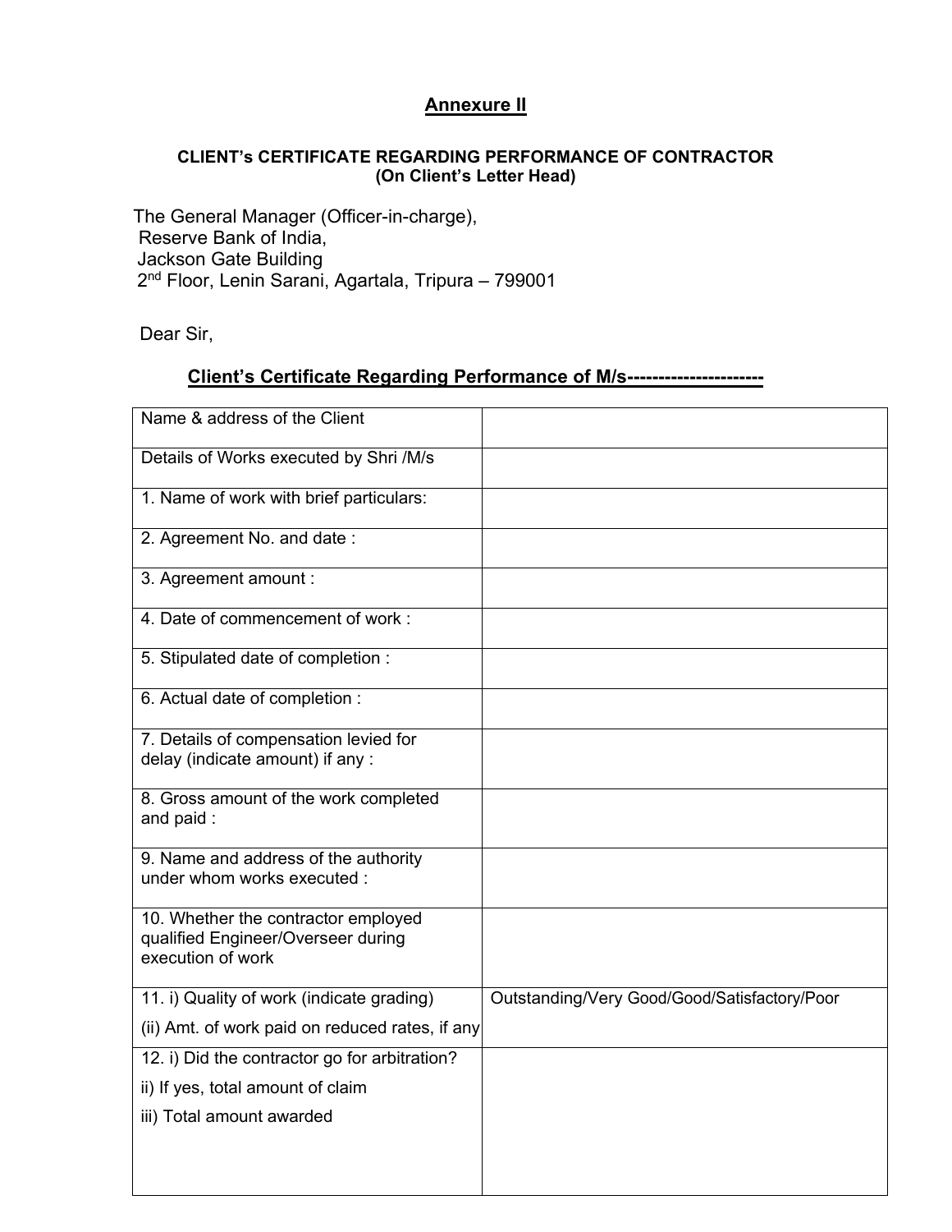## Annexure II

**CLIENT's CERTIFICATE REGARDING PERFORMANCE OF CONTRACTOR**
**(On Client's Letter Head)**

The General Manager (Officer-in-charge),
Reserve Bank of India,
Jackson Gate Building
2nd Floor, Lenin Sarani, Agartala, Tripura – 799001

Dear Sir,

**Client's Certificate Regarding Performance of M/s---------------------**

| | |
|---|---|
| Name & address of the Client | |
| Details of Works executed by Shri /M/s | |
| 1. Name of work with brief particulars: | |
| 2. Agreement No. and date : | |
| 3. Agreement amount : | |
| 4. Date of commencement of work : | |
| 5. Stipulated date of completion : | |
| 6. Actual date of completion : | |
| 7. Details of compensation levied for delay (indicate amount) if any : | |
| 8. Gross amount of the work completed and paid : | |
| 9. Name and address of the authority under whom works executed : | |
| 10. Whether the contractor employed qualified Engineer/Overseer during execution of work | |
| 11. i) Quality of work (indicate grading)<br>(ii) Amt. of work paid on reduced rates, if any | Outstanding/Very Good/Good/Satisfactory/Poor |
| 12. i) Did the contractor go for arbitration?<br>ii) If yes, total amount of claim<br>iii) Total amount awarded | |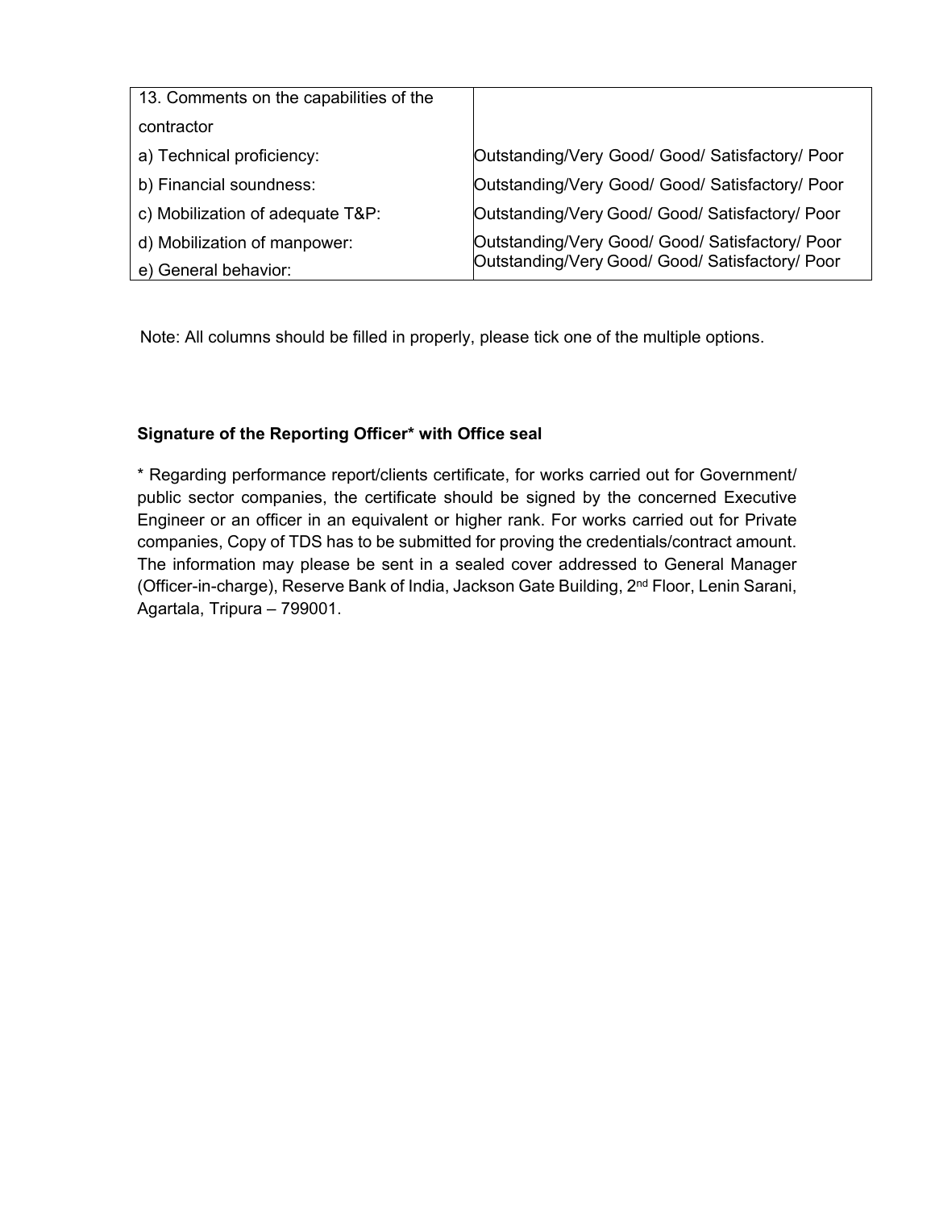| 13. Comments on the capabilities of the contractor | |
|---|---|
| a) Technical proficiency: | Outstanding/Very Good/ Good/ Satisfactory/ Poor |
| b) Financial soundness: | Outstanding/Very Good/ Good/ Satisfactory/ Poor |
| c) Mobilization of adequate T&P: | Outstanding/Very Good/ Good/ Satisfactory/ Poor |
| d) Mobilization of manpower: | Outstanding/Very Good/ Good/ Satisfactory/ Poor |
| e) General behavior: | Outstanding/Very Good/ Good/ Satisfactory/ Poor |

Note: All columns should be filled in properly, please tick one of the multiple options.

**Signature of the Reporting Officer* with Office seal**

* Regarding performance report/clients certificate, for works carried out for Government/ public sector companies, the certificate should be signed by the concerned Executive Engineer or an officer in an equivalent or higher rank. For works carried out for Private companies, Copy of TDS has to be submitted for proving the credentials/contract amount. The information may please be sent in a sealed cover addressed to General Manager (Officer-in-charge), Reserve Bank of India, Jackson Gate Building, 2nd Floor, Lenin Sarani, Agartala, Tripura – 799001.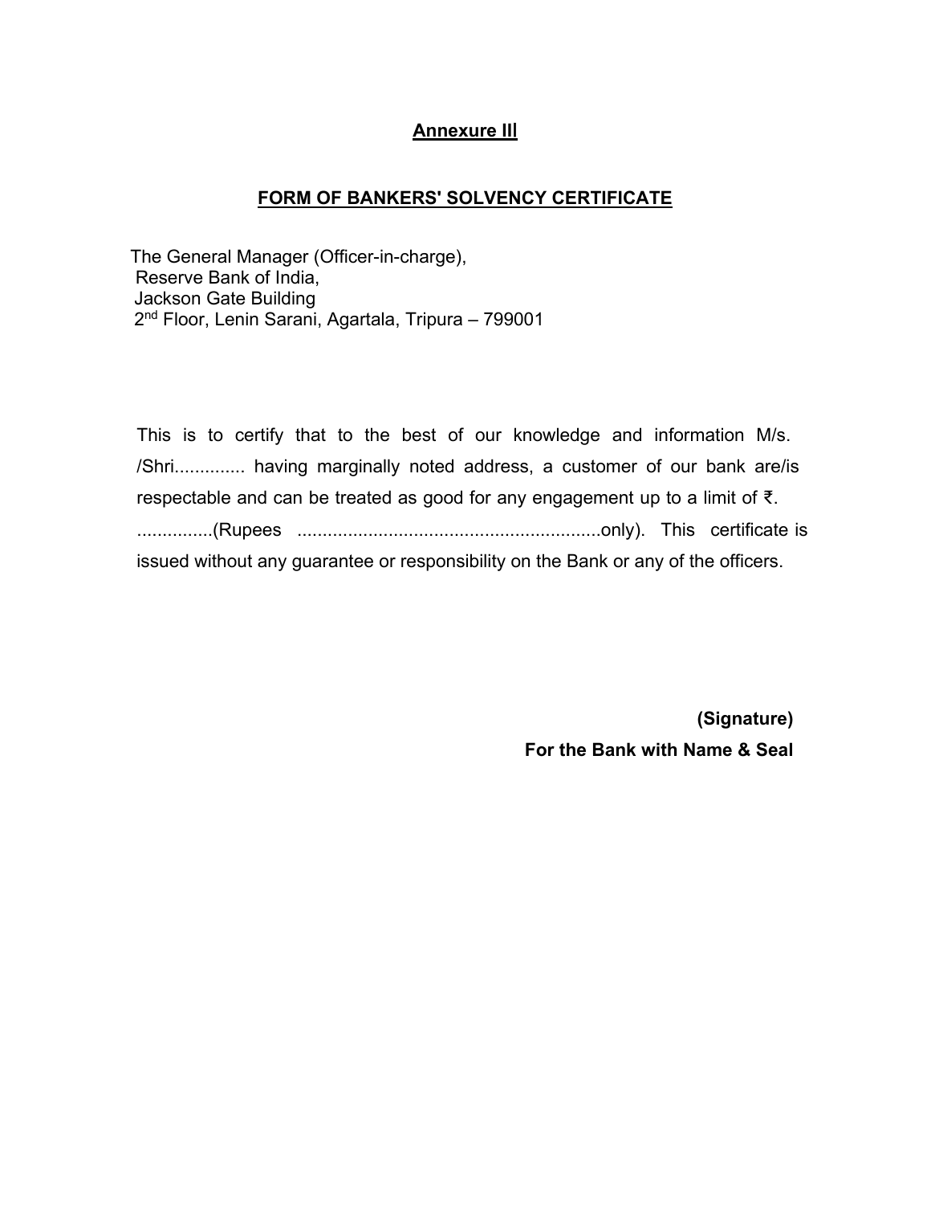**Annexure III**

**FORM OF BANKERS' SOLVENCY CERTIFICATE**

The General Manager (Officer-in-charge),
Reserve Bank of India,
Jackson Gate Building
2nd Floor, Lenin Sarani, Agartala, Tripura – 799001

This is to certify that to the best of our knowledge and information M/s. /Shri.............. having marginally noted address, a customer of our bank are/is respectable and can be treated as good for any engagement up to a limit of ₹. ...............(Rupees ............................................................only). This certificate is issued without any guarantee or responsibility on the Bank or any of the officers.

**(Signature)**
**For the Bank with Name & Seal**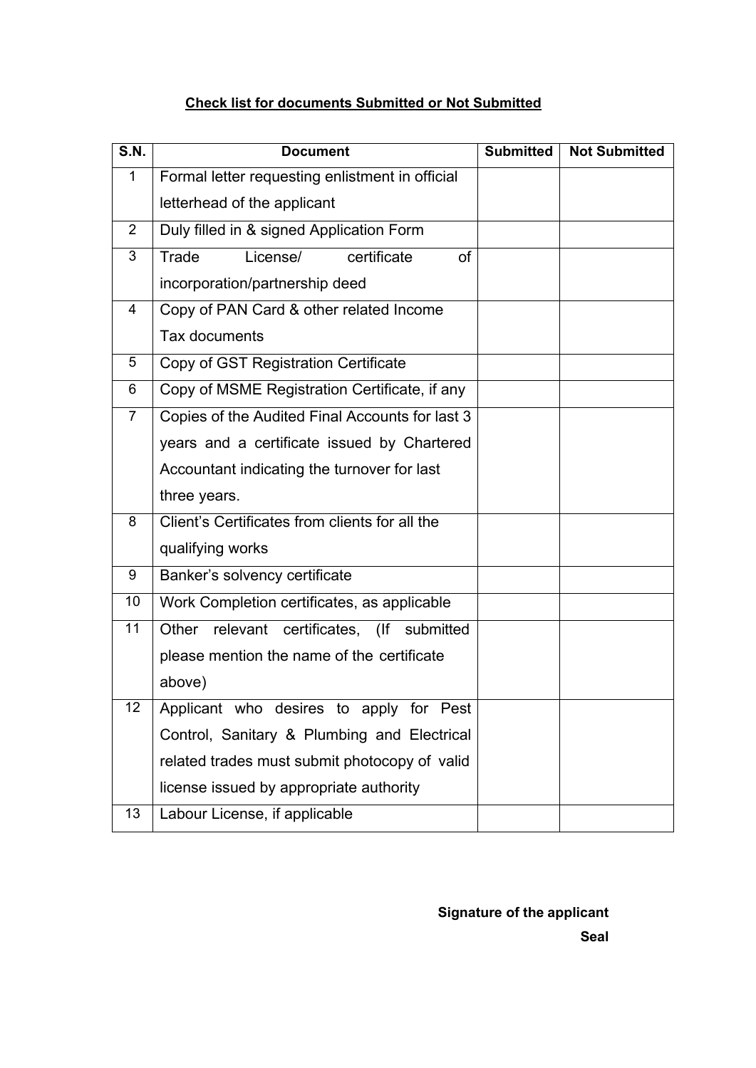**Check list for documents Submitted or Not Submitted**

| S.N. | Document | Submitted | Not Submitted |
|---|---|---|---|
| 1 | Formal letter requesting enlistment in official letterhead of the applicant | | |
| 2 | Duly filled in & signed Application Form | | |
| 3 | Trade License/ certificate of incorporation/partnership deed | | |
| 4 | Copy of PAN Card & other related Income Tax documents | | |
| 5 | Copy of GST Registration Certificate | | |
| 6 | Copy of MSME Registration Certificate, if any | | |
| 7 | Copies of the Audited Final Accounts for last 3 years and a certificate issued by Chartered Accountant indicating the turnover for last three years. | | |
| 8 | Client's Certificates from clients for all the qualifying works | | |
| 9 | Banker's solvency certificate | | |
| 10 | Work Completion certificates, as applicable | | |
| 11 | Other relevant certificates, (If submitted please mention the name of the certificate above) | | |
| 12 | Applicant who desires to apply for Pest Control, Sanitary & Plumbing and Electrical related trades must submit photocopy of valid license issued by appropriate authority | | |
| 13 | Labour License, if applicable | | |

**Signature of the applicant**

**Seal**